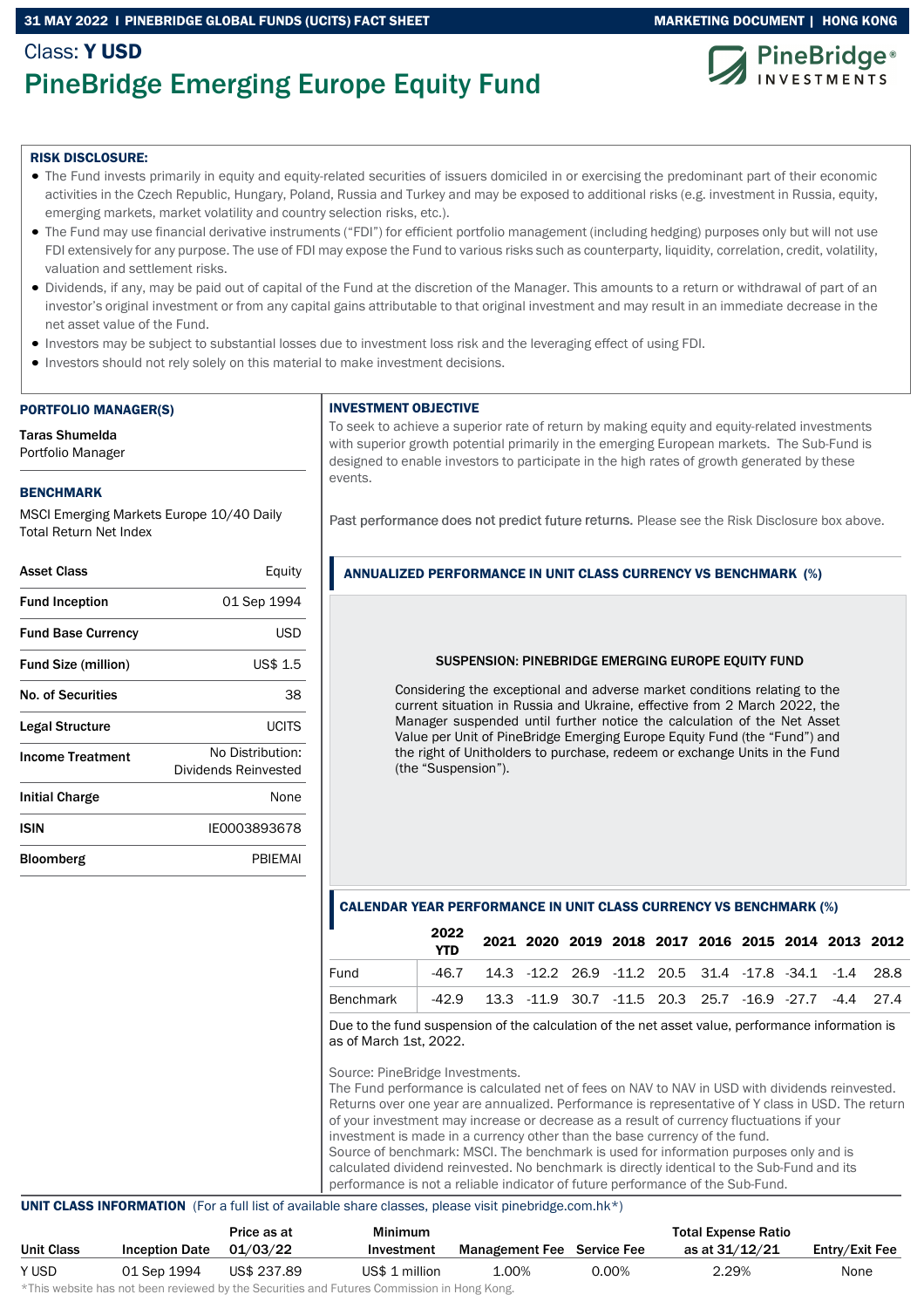31 MAY 2022 I PINEBRIDGE GLOBAL FUNDS (UCITS) FACT SHEET — MARKETING DOCUMENT | HONG KONG

Class: **Y USD**

# PineBridge Emerging Europe Equity Fund

### RISK DISCLOSURE:

- The Fund invests primarily in equity and equity-related securities of issuers domiciled in or exercising the predominant part of their economic activities in the Czech Republic, Hungary, Poland, Russia and Turkey and may be exposed to additional risks (e.g. investment in Russia, equity, emerging markets, market volatility and country selection risks, etc.).
- The Fund may use financial derivative instruments ("FDI") for efficient portfolio management (including hedging) purposes only but will not use FDI extensively for any purpose. The use of FDI may expose the Fund to various risks such as counterparty, liquidity, correlation, credit, volatility, valuation and settlement risks.
- Dividends, if any, may be paid out of capital of the Fund at the discretion of the Manager. This amounts to a return or withdrawal of part of an investor's original investment or from any capital gains attributable to that original investment and may result in an immediate decrease in the net asset value of the Fund.
- Investors may be subject to substantial losses due to investment loss risk and the leveraging effect of using FDI.
- Investors should not rely solely on this material to make investment decisions.

### PORTFOLIO MANAGER(S)

**Taras Shumelda**
Portfolio Manager

### BENCHMARK

MSCI Emerging Markets Europe 10/40 Daily Total Return Net Index

| | |
|---|---|
| **Asset Class** | Equity |
| **Fund Inception** | 01 Sep 1994 |
| **Fund Base Currency** | USD |
| **Fund Size (million)** | US$ 1.5 |
| **No. of Securities** | 38 |
| **Legal Structure** | UCITS |
| **Income Treatment** | No Distribution: Dividends Reinvested |
| **Initial Charge** | None |
| **ISIN** | IE0003893678 |
| **Bloomberg** | PBIEMAI |

### INVESTMENT OBJECTIVE

To seek to achieve a superior rate of return by making equity and equity-related investments with superior growth potential primarily in the emerging European markets. The Sub-Fund is designed to enable investors to participate in the high rates of growth generated by these events.

Past performance does not predict future returns. Please see the Risk Disclosure box above.

### ANNUALIZED PERFORMANCE IN UNIT CLASS CURRENCY VS BENCHMARK (%)

**SUSPENSION: PINEBRIDGE EMERGING EUROPE EQUITY FUND**

Considering the exceptional and adverse market conditions relating to the current situation in Russia and Ukraine, effective from 2 March 2022, the Manager suspended until further notice the calculation of the Net Asset Value per Unit of PineBridge Emerging Europe Equity Fund (the "Fund") and the right of Unitholders to purchase, redeem or exchange Units in the Fund (the "Suspension").

### CALENDAR YEAR PERFORMANCE IN UNIT CLASS CURRENCY VS BENCHMARK (%)

| | 2022 YTD | 2021 | 2020 | 2019 | 2018 | 2017 | 2016 | 2015 | 2014 | 2013 | 2012 |
|---|---|---|---|---|---|---|---|---|---|---|---|
| Fund | -46.7 | 14.3 | -12.2 | 26.9 | -11.2 | 20.5 | 31.4 | -17.8 | -34.1 | -1.4 | 28.8 |
| Benchmark | -42.9 | 13.3 | -11.9 | 30.7 | -11.5 | 20.3 | 25.7 | -16.9 | -27.7 | -4.4 | 27.4 |

Due to the fund suspension of the calculation of the net asset value, performance information is as of March 1st, 2022.

Source: PineBridge Investments.
The Fund performance is calculated net of fees on NAV to NAV in USD with dividends reinvested. Returns over one year are annualized. Performance is representative of Y class in USD. The return of your investment may increase or decrease as a result of currency fluctuations if your investment is made in a currency other than the base currency of the fund.
Source of benchmark: MSCI. The benchmark is used for information purposes only and is calculated dividend reinvested. No benchmark is directly identical to the Sub-Fund and its performance is not a reliable indicator of future performance of the Sub-Fund.

### UNIT CLASS INFORMATION (For a full list of available share classes, please visit pinebridge.com.hk*)

| Unit Class | Inception Date | Price as at 01/03/22 | Minimum Investment | Management Fee | Service Fee | Total Expense Ratio as at 31/12/21 | Entry/Exit Fee |
|---|---|---|---|---|---|---|---|
| Y USD | 01 Sep 1994 | US$ 237.89 | US$ 1 million | 1.00% | 0.00% | 2.29% | None |

*This website has not been reviewed by the Securities and Futures Commission in Hong Kong.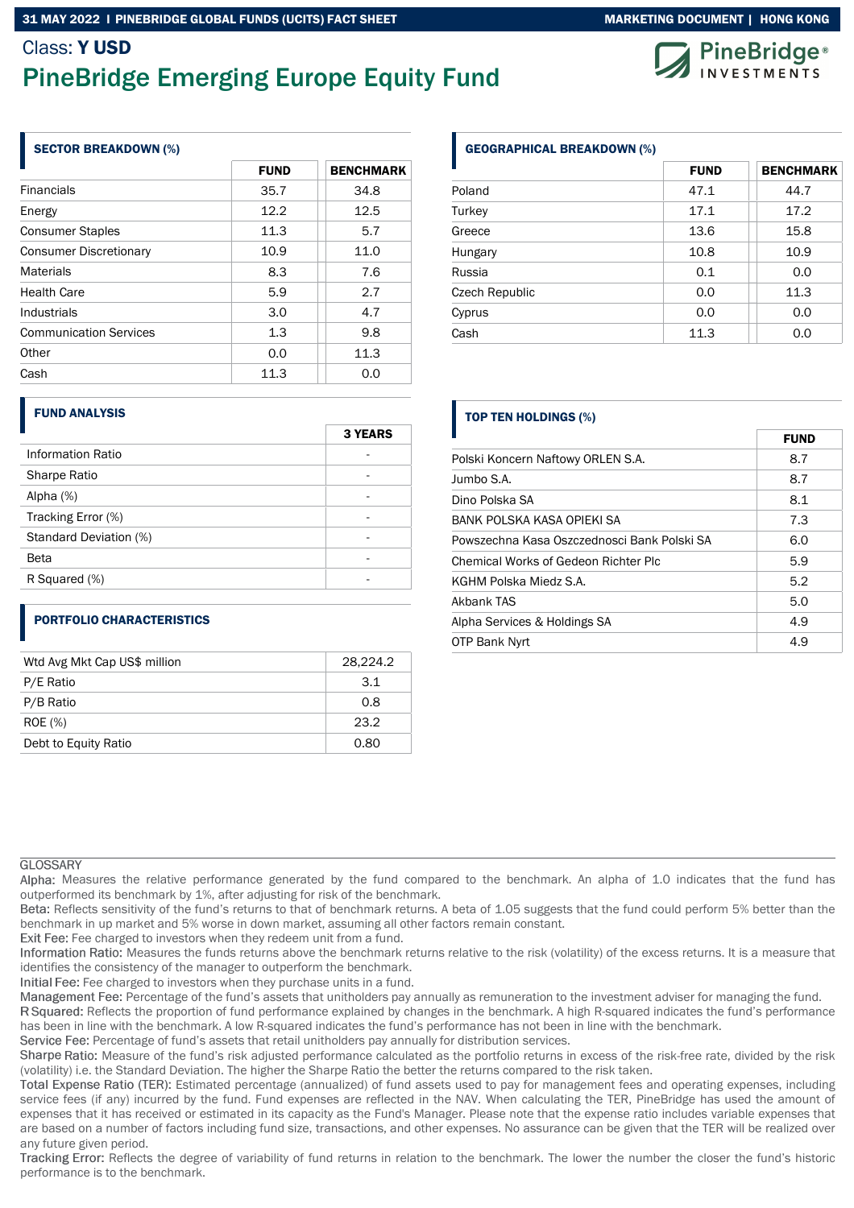Class: **Y USD**

# PineBridge Emerging Europe Equity Fund

## SECTOR BREAKDOWN (%)

| | FUND | BENCHMARK |
|---|---|---|
| Financials | 35.7 | 34.8 |
| Energy | 12.2 | 12.5 |
| Consumer Staples | 11.3 | 5.7 |
| Consumer Discretionary | 10.9 | 11.0 |
| Materials | 8.3 | 7.6 |
| Health Care | 5.9 | 2.7 |
| Industrials | 3.0 | 4.7 |
| Communication Services | 1.3 | 9.8 |
| Other | 0.0 | 11.3 |
| Cash | 11.3 | 0.0 |

## GEOGRAPHICAL BREAKDOWN (%)

| | FUND | BENCHMARK |
|---|---|---|
| Poland | 47.1 | 44.7 |
| Turkey | 17.1 | 17.2 |
| Greece | 13.6 | 15.8 |
| Hungary | 10.8 | 10.9 |
| Russia | 0.1 | 0.0 |
| Czech Republic | 0.0 | 11.3 |
| Cyprus | 0.0 | 0.0 |
| Cash | 11.3 | 0.0 |

## FUND ANALYSIS

| | 3 YEARS |
|---|---|
| Information Ratio | - |
| Sharpe Ratio | - |
| Alpha (%) | - |
| Tracking Error (%) | - |
| Standard Deviation (%) | - |
| Beta | - |
| R Squared (%) | - |

## TOP TEN HOLDINGS (%)

| | FUND |
|---|---|
| Polski Koncern Naftowy ORLEN S.A. | 8.7 |
| Jumbo S.A. | 8.7 |
| Dino Polska SA | 8.1 |
| BANK POLSKA KASA OPIEKI SA | 7.3 |
| Powszechna Kasa Oszczednosci Bank Polski SA | 6.0 |
| Chemical Works of Gedeon Richter Plc | 5.9 |
| KGHM Polska Miedz S.A. | 5.2 |
| Akbank TAS | 5.0 |
| Alpha Services & Holdings SA | 4.9 |
| OTP Bank Nyrt | 4.9 |

## PORTFOLIO CHARACTERISTICS

| | |
|---|---|
| Wtd Avg Mkt Cap US$ million | 28,224.2 |
| P/E Ratio | 3.1 |
| P/B Ratio | 0.8 |
| ROE (%) | 23.2 |
| Debt to Equity Ratio | 0.80 |

GLOSSARY

Alpha: Measures the relative performance generated by the fund compared to the benchmark. An alpha of 1.0 indicates that the fund has outperformed its benchmark by 1%, after adjusting for risk of the benchmark.

Beta: Reflects sensitivity of the fund's returns to that of benchmark returns. A beta of 1.05 suggests that the fund could perform 5% better than the benchmark in up market and 5% worse in down market, assuming all other factors remain constant.

Exit Fee: Fee charged to investors when they redeem unit from a fund.

Information Ratio: Measures the funds returns above the benchmark returns relative to the risk (volatility) of the excess returns. It is a measure that identifies the consistency of the manager to outperform the benchmark.

Initial Fee: Fee charged to investors when they purchase units in a fund.

Management Fee: Percentage of the fund's assets that unitholders pay annually as remuneration to the investment adviser for managing the fund.

R Squared: Reflects the proportion of fund performance explained by changes in the benchmark. A high R-squared indicates the fund's performance has been in line with the benchmark. A low R-squared indicates the fund's performance has not been in line with the benchmark.

Service Fee: Percentage of fund's assets that retail unitholders pay annually for distribution services.

Sharpe Ratio: Measure of the fund's risk adjusted performance calculated as the portfolio returns in excess of the risk-free rate, divided by the risk (volatility) i.e. the Standard Deviation. The higher the Sharpe Ratio the better the returns compared to the risk taken.

Total Expense Ratio (TER): Estimated percentage (annualized) of fund assets used to pay for management fees and operating expenses, including service fees (if any) incurred by the fund. Fund expenses are reflected in the NAV. When calculating the TER, PineBridge has used the amount of expenses that it has received or estimated in its capacity as the Fund's Manager. Please note that the expense ratio includes variable expenses that are based on a number of factors including fund size, transactions, and other expenses. No assurance can be given that the TER will be realized over any future given period.

Tracking Error: Reflects the degree of variability of fund returns in relation to the benchmark. The lower the number the closer the fund's historic performance is to the benchmark.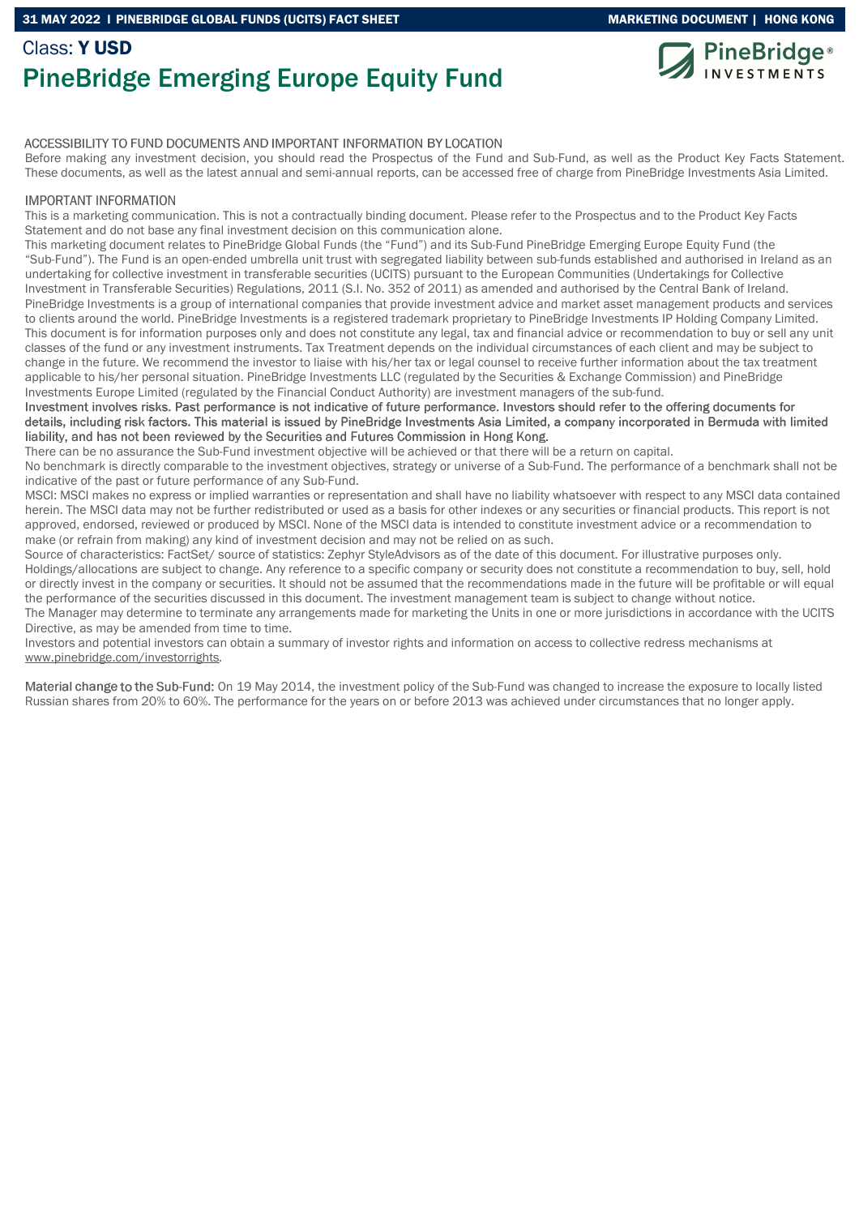Class: **Y USD**

# PineBridge Emerging Europe Equity Fund

## ACCESSIBILITY TO FUND DOCUMENTS AND IMPORTANT INFORMATION BY LOCATION

Before making any investment decision, you should read the Prospectus of the Fund and Sub-Fund, as well as the Product Key Facts Statement. These documents, as well as the latest annual and semi-annual reports, can be accessed free of charge from PineBridge Investments Asia Limited.

## IMPORTANT INFORMATION

This is a marketing communication. This is not a contractually binding document. Please refer to the Prospectus and to the Product Key Facts Statement and do not base any final investment decision on this communication alone.

This marketing document relates to PineBridge Global Funds (the "Fund") and its Sub-Fund PineBridge Emerging Europe Equity Fund (the "Sub-Fund"). The Fund is an open-ended umbrella unit trust with segregated liability between sub-funds established and authorised in Ireland as an undertaking for collective investment in transferable securities (UCITS) pursuant to the European Communities (Undertakings for Collective Investment in Transferable Securities) Regulations, 2011 (S.I. No. 352 of 2011) as amended and authorised by the Central Bank of Ireland.

PineBridge Investments is a group of international companies that provide investment advice and market asset management products and services to clients around the world. PineBridge Investments is a registered trademark proprietary to PineBridge Investments IP Holding Company Limited.

This document is for information purposes only and does not constitute any legal, tax and financial advice or recommendation to buy or sell any unit classes of the fund or any investment instruments. Tax Treatment depends on the individual circumstances of each client and may be subject to change in the future. We recommend the investor to liaise with his/her tax or legal counsel to receive further information about the tax treatment applicable to his/her personal situation. PineBridge Investments LLC (regulated by the Securities & Exchange Commission) and PineBridge Investments Europe Limited (regulated by the Financial Conduct Authority) are investment managers of the sub-fund.

**Investment involves risks. Past performance is not indicative of future performance. Investors should refer to the offering documents for details, including risk factors. This material is issued by PineBridge Investments Asia Limited, a company incorporated in Bermuda with limited liability, and has not been reviewed by the Securities and Futures Commission in Hong Kong.**

There can be no assurance the Sub-Fund investment objective will be achieved or that there will be a return on capital.

No benchmark is directly comparable to the investment objectives, strategy or universe of a Sub-Fund. The performance of a benchmark shall not be indicative of the past or future performance of any Sub-Fund.

MSCI: MSCI makes no express or implied warranties or representation and shall have no liability whatsoever with respect to any MSCI data contained herein. The MSCI data may not be further redistributed or used as a basis for other indexes or any securities or financial products. This report is not approved, endorsed, reviewed or produced by MSCI. None of the MSCI data is intended to constitute investment advice or a recommendation to make (or refrain from making) any kind of investment decision and may not be relied on as such.

Source of characteristics: FactSet/ source of statistics: Zephyr StyleAdvisors as of the date of this document. For illustrative purposes only.

Holdings/allocations are subject to change. Any reference to a specific company or security does not constitute a recommendation to buy, sell, hold or directly invest in the company or securities. It should not be assumed that the recommendations made in the future will be profitable or will equal the performance of the securities discussed in this document. The investment management team is subject to change without notice.

The Manager may determine to terminate any arrangements made for marketing the Units in one or more jurisdictions in accordance with the UCITS Directive, as may be amended from time to time.

Investors and potential investors can obtain a summary of investor rights and information on access to collective redress mechanisms at www.pinebridge.com/investorrights.

Material change to the Sub-Fund: On 19 May 2014, the investment policy of the Sub-Fund was changed to increase the exposure to locally listed Russian shares from 20% to 60%. The performance for the years on or before 2013 was achieved under circumstances that no longer apply.